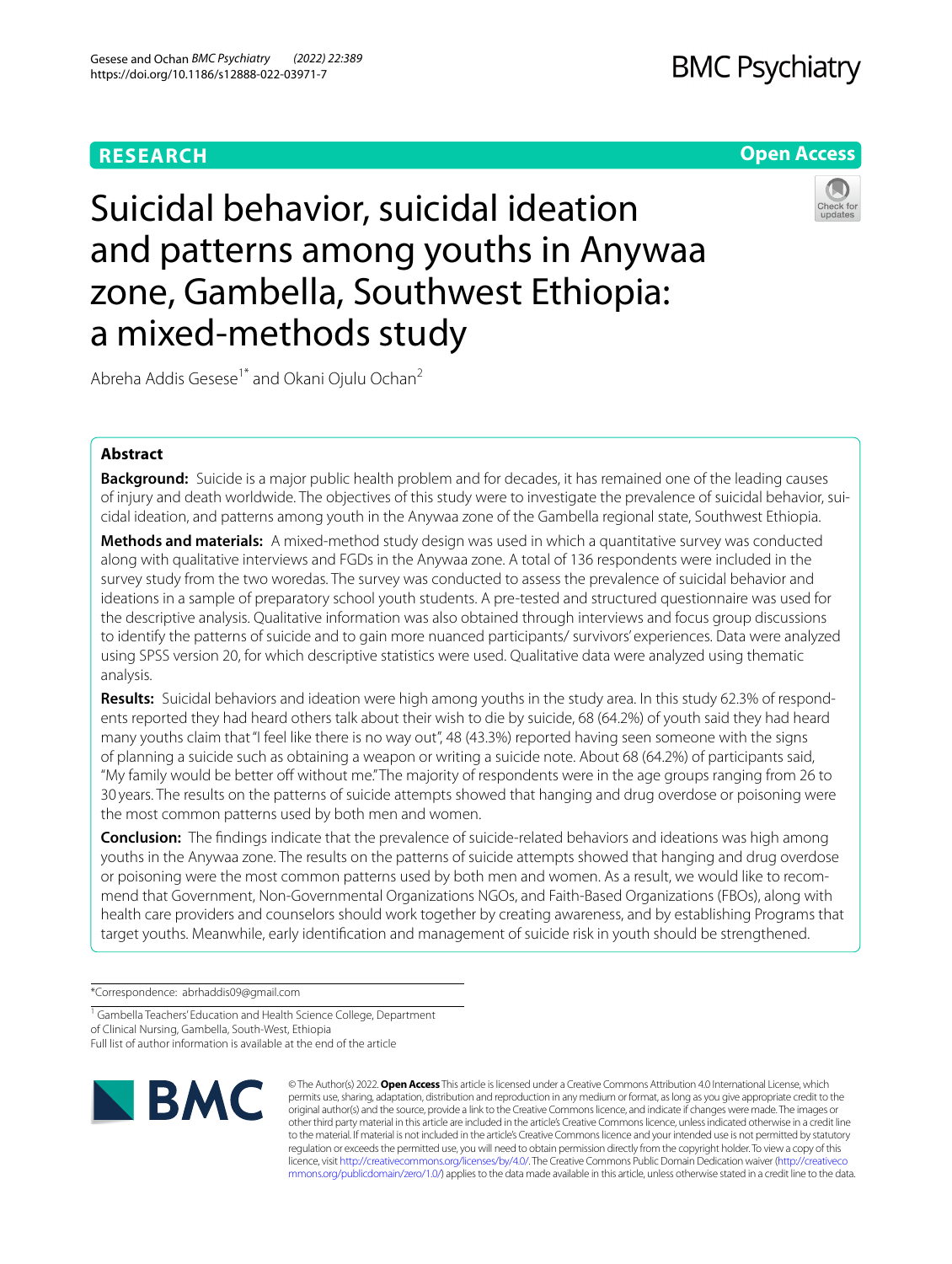RESEARCH

Open Access

# Suicidal behavior, suicidal ideation and patterns among youths in Anywaa zone, Gambella, Southwest Ethiopia: a mixed-methods study

Abreha Addis Gesese[1*] and Okani Ojulu Ochan[2]

## Abstract

**Background:** Suicide is a major public health problem and for decades, it has remained one of the leading causes of injury and death worldwide. The objectives of this study were to investigate the prevalence of suicidal behavior, suicidal ideation, and patterns among youth in the Anywaa zone of the Gambella regional state, Southwest Ethiopia.

**Methods and materials:** A mixed-method study design was used in which a quantitative survey was conducted along with qualitative interviews and FGDs in the Anywaa zone. A total of 136 respondents were included in the survey study from the two woredas. The survey was conducted to assess the prevalence of suicidal behavior and ideations in a sample of preparatory school youth students. A pre-tested and structured questionnaire was used for the descriptive analysis. Qualitative information was also obtained through interviews and focus group discussions to identify the patterns of suicide and to gain more nuanced participants/ survivors' experiences. Data were analyzed using SPSS version 20, for which descriptive statistics were used. Qualitative data were analyzed using thematic analysis.

**Results:** Suicidal behaviors and ideation were high among youths in the study area. In this study 62.3% of respondents reported they had heard others talk about their wish to die by suicide, 68 (64.2%) of youth said they had heard many youths claim that "I feel like there is no way out", 48 (43.3%) reported having seen someone with the signs of planning a suicide such as obtaining a weapon or writing a suicide note. About 68 (64.2%) of participants said, "My family would be better off without me." The majority of respondents were in the age groups ranging from 26 to 30 years. The results on the patterns of suicide attempts showed that hanging and drug overdose or poisoning were the most common patterns used by both men and women.

**Conclusion:** The findings indicate that the prevalence of suicide-related behaviors and ideations was high among youths in the Anywaa zone. The results on the patterns of suicide attempts showed that hanging and drug overdose or poisoning were the most common patterns used by both men and women. As a result, we would like to recommend that Government, Non-Governmental Organizations NGOs, and Faith-Based Organizations (FBOs), along with health care providers and counselors should work together by creating awareness, and by establishing Programs that target youths. Meanwhile, early identification and management of suicide risk in youth should be strengthened.

*Correspondence: abrhaddis09@gmail.com

[1] Gambella Teachers' Education and Health Science College, Department of Clinical Nursing, Gambella, South-West, Ethiopia

Full list of author information is available at the end of the article

© The Author(s) 2022. **Open Access** This article is licensed under a Creative Commons Attribution 4.0 International License, which permits use, sharing, adaptation, distribution and reproduction in any medium or format, as long as you give appropriate credit to the original author(s) and the source, provide a link to the Creative Commons licence, and indicate if changes were made. The images or other third party material in this article are included in the article's Creative Commons licence, unless indicated otherwise in a credit line to the material. If material is not included in the article's Creative Commons licence and your intended use is not permitted by statutory regulation or exceeds the permitted use, you will need to obtain permission directly from the copyright holder. To view a copy of this licence, visit http://creativecommons.org/licenses/by/4.0/. The Creative Commons Public Domain Dedication waiver (http://creativecommons.org/publicdomain/zero/1.0/) applies to the data made available in this article, unless otherwise stated in a credit line to the data.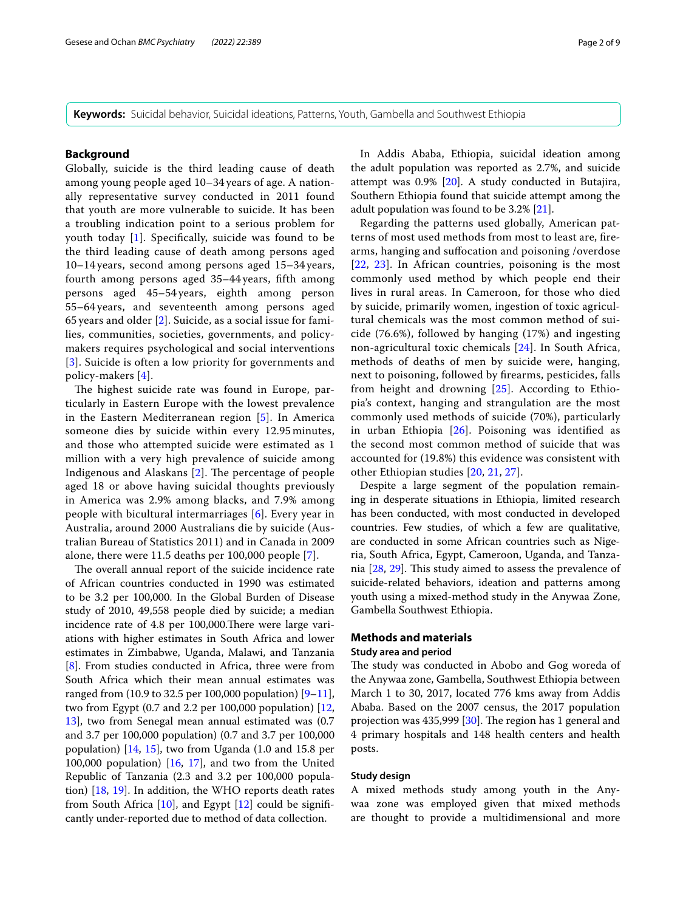**Keywords:** Suicidal behavior, Suicidal ideations, Patterns, Youth, Gambella and Southwest Ethiopia

## Background

Globally, suicide is the third leading cause of death among young people aged 10–34 years of age. A nationally representative survey conducted in 2011 found that youth are more vulnerable to suicide. It has been a troubling indication point to a serious problem for youth today [1]. Specifically, suicide was found to be the third leading cause of death among persons aged 10–14 years, second among persons aged 15–34 years, fourth among persons aged 35–44 years, fifth among persons aged 45–54 years, eighth among person 55–64 years, and seventeenth among persons aged 65 years and older [2]. Suicide, as a social issue for families, communities, societies, governments, and policymakers requires psychological and social interventions [3]. Suicide is often a low priority for governments and policy-makers [4].

The highest suicide rate was found in Europe, particularly in Eastern Europe with the lowest prevalence in the Eastern Mediterranean region [5]. In America someone dies by suicide within every 12.95 minutes, and those who attempted suicide were estimated as 1 million with a very high prevalence of suicide among Indigenous and Alaskans [2]. The percentage of people aged 18 or above having suicidal thoughts previously in America was 2.9% among blacks, and 7.9% among people with bicultural intermarriages [6]. Every year in Australia, around 2000 Australians die by suicide (Australian Bureau of Statistics 2011) and in Canada in 2009 alone, there were 11.5 deaths per 100,000 people [7].

The overall annual report of the suicide incidence rate of African countries conducted in 1990 was estimated to be 3.2 per 100,000. In the Global Burden of Disease study of 2010, 49,558 people died by suicide; a median incidence rate of 4.8 per 100,000.There were large variations with higher estimates in South Africa and lower estimates in Zimbabwe, Uganda, Malawi, and Tanzania [8]. From studies conducted in Africa, three were from South Africa which their mean annual estimates was ranged from (10.9 to 32.5 per 100,000 population) [9–11], two from Egypt (0.7 and 2.2 per 100,000 population) [12, 13], two from Senegal mean annual estimated was (0.7 and 3.7 per 100,000 population) (0.7 and 3.7 per 100,000 population) [14, 15], two from Uganda (1.0 and 15.8 per 100,000 population) [16, 17], and two from the United Republic of Tanzania (2.3 and 3.2 per 100,000 population) [18, 19]. In addition, the WHO reports death rates from South Africa [10], and Egypt [12] could be significantly under-reported due to method of data collection.

In Addis Ababa, Ethiopia, suicidal ideation among the adult population was reported as 2.7%, and suicide attempt was 0.9% [20]. A study conducted in Butajira, Southern Ethiopia found that suicide attempt among the adult population was found to be 3.2% [21].

Regarding the patterns used globally, American patterns of most used methods from most to least are, firearms, hanging and suffocation and poisoning /overdose [22, 23]. In African countries, poisoning is the most commonly used method by which people end their lives in rural areas. In Cameroon, for those who died by suicide, primarily women, ingestion of toxic agricultural chemicals was the most common method of suicide (76.6%), followed by hanging (17%) and ingesting non-agricultural toxic chemicals [24]. In South Africa, methods of deaths of men by suicide were, hanging, next to poisoning, followed by firearms, pesticides, falls from height and drowning [25]. According to Ethiopia's context, hanging and strangulation are the most commonly used methods of suicide (70%), particularly in urban Ethiopia [26]. Poisoning was identified as the second most common method of suicide that was accounted for (19.8%) this evidence was consistent with other Ethiopian studies [20, 21, 27].

Despite a large segment of the population remaining in desperate situations in Ethiopia, limited research has been conducted, with most conducted in developed countries. Few studies, of which a few are qualitative, are conducted in some African countries such as Nigeria, South Africa, Egypt, Cameroon, Uganda, and Tanzania [28, 29]. This study aimed to assess the prevalence of suicide-related behaviors, ideation and patterns among youth using a mixed-method study in the Anywaa Zone, Gambella Southwest Ethiopia.

## Methods and materials

### Study area and period

The study was conducted in Abobo and Gog woreda of the Anywaa zone, Gambella, Southwest Ethiopia between March 1 to 30, 2017, located 776 kms away from Addis Ababa. Based on the 2007 census, the 2017 population projection was 435,999 [30]. The region has 1 general and 4 primary hospitals and 148 health centers and health posts.

### Study design

A mixed methods study among youth in the Anywaa zone was employed given that mixed methods are thought to provide a multidimensional and more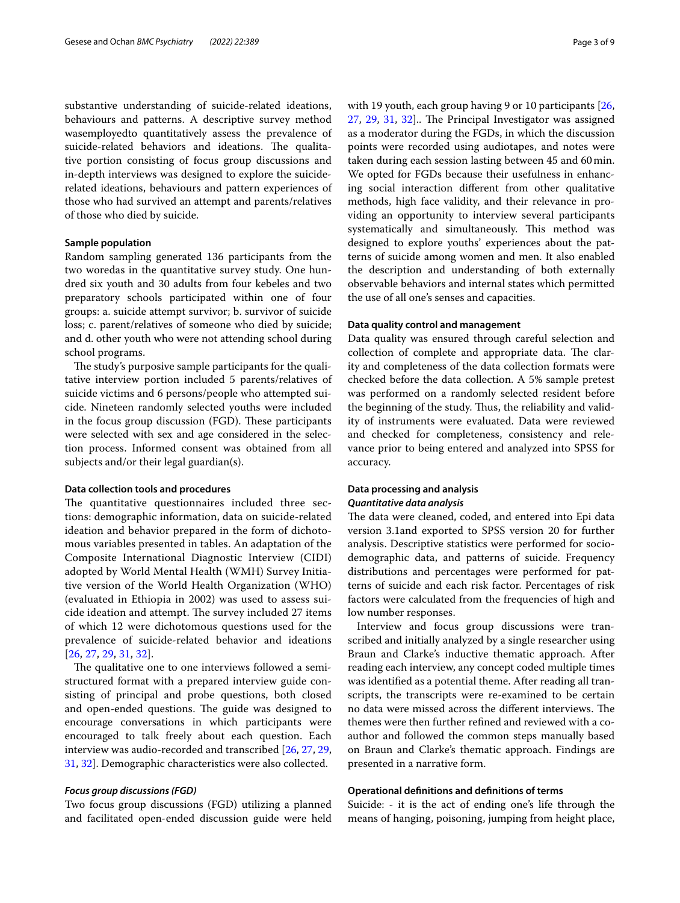substantive understanding of suicide-related ideations, behaviours and patterns. A descriptive survey method wasemployedto quantitatively assess the prevalence of suicide-related behaviors and ideations. The qualitative portion consisting of focus group discussions and in-depth interviews was designed to explore the suicide-related ideations, behaviours and pattern experiences of those who had survived an attempt and parents/relatives of those who died by suicide.

### Sample population

Random sampling generated 136 participants from the two woredas in the quantitative survey study. One hundred six youth and 30 adults from four kebeles and two preparatory schools participated within one of four groups: a. suicide attempt survivor; b. survivor of suicide loss; c. parent/relatives of someone who died by suicide; and d. other youth who were not attending school during school programs.

The study's purposive sample participants for the qualitative interview portion included 5 parents/relatives of suicide victims and 6 persons/people who attempted suicide. Nineteen randomly selected youths were included in the focus group discussion (FGD). These participants were selected with sex and age considered in the selection process. Informed consent was obtained from all subjects and/or their legal guardian(s).

### Data collection tools and procedures

The quantitative questionnaires included three sections: demographic information, data on suicide-related ideation and behavior prepared in the form of dichotomous variables presented in tables. An adaptation of the Composite International Diagnostic Interview (CIDI) adopted by World Mental Health (WMH) Survey Initiative version of the World Health Organization (WHO) (evaluated in Ethiopia in 2002) was used to assess suicide ideation and attempt. The survey included 27 items of which 12 were dichotomous questions used for the prevalence of suicide-related behavior and ideations [26, 27, 29, 31, 32].

The qualitative one to one interviews followed a semi-structured format with a prepared interview guide consisting of principal and probe questions, both closed and open-ended questions. The guide was designed to encourage conversations in which participants were encouraged to talk freely about each question. Each interview was audio-recorded and transcribed [26, 27, 29, 31, 32]. Demographic characteristics were also collected.

#### *Focus group discussions (FGD)*

Two focus group discussions (FGD) utilizing a planned and facilitated open-ended discussion guide were held with 19 youth, each group having 9 or 10 participants [26, 27, 29, 31, 32].. The Principal Investigator was assigned as a moderator during the FGDs, in which the discussion points were recorded using audiotapes, and notes were taken during each session lasting between 45 and 60 min. We opted for FGDs because their usefulness in enhancing social interaction different from other qualitative methods, high face validity, and their relevance in providing an opportunity to interview several participants systematically and simultaneously. This method was designed to explore youths' experiences about the patterns of suicide among women and men. It also enabled the description and understanding of both externally observable behaviors and internal states which permitted the use of all one's senses and capacities.

### Data quality control and management

Data quality was ensured through careful selection and collection of complete and appropriate data. The clarity and completeness of the data collection formats were checked before the data collection. A 5% sample pretest was performed on a randomly selected resident before the beginning of the study. Thus, the reliability and validity of instruments were evaluated. Data were reviewed and checked for completeness, consistency and relevance prior to being entered and analyzed into SPSS for accuracy.

### Data processing and analysis

#### *Quantitative data analysis*

The data were cleaned, coded, and entered into Epi data version 3.1and exported to SPSS version 20 for further analysis. Descriptive statistics were performed for socio-demographic data, and patterns of suicide. Frequency distributions and percentages were performed for patterns of suicide and each risk factor. Percentages of risk factors were calculated from the frequencies of high and low number responses.

Interview and focus group discussions were transcribed and initially analyzed by a single researcher using Braun and Clarke's inductive thematic approach. After reading each interview, any concept coded multiple times was identified as a potential theme. After reading all transcripts, the transcripts were re-examined to be certain no data were missed across the different interviews. The themes were then further refined and reviewed with a co-author and followed the common steps manually based on Braun and Clarke's thematic approach. Findings are presented in a narrative form.

### Operational definitions and definitions of terms

Suicide: - it is the act of ending one's life through the means of hanging, poisoning, jumping from height place,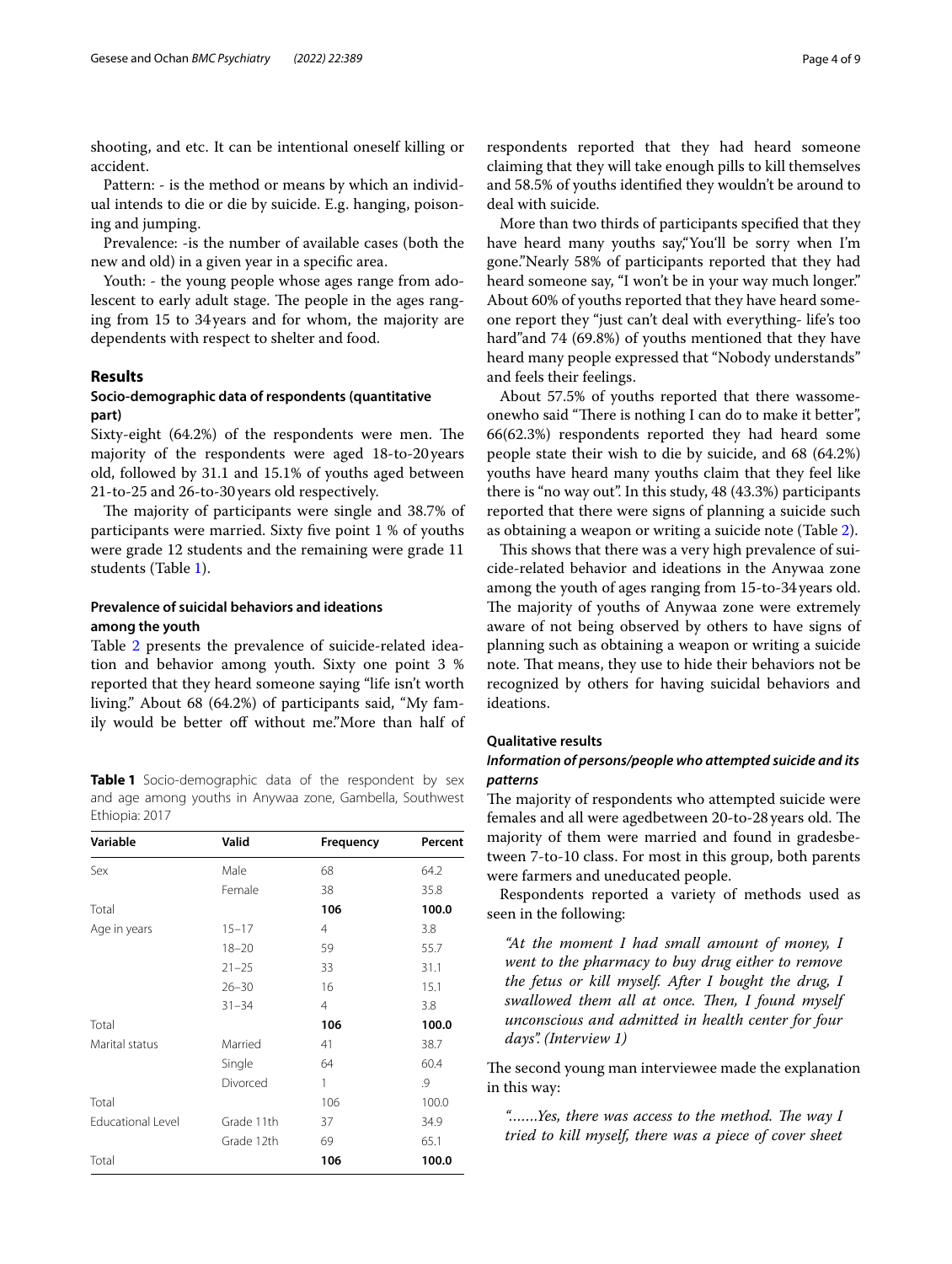shooting, and etc. It can be intentional oneself killing or accident.

Pattern: - is the method or means by which an individual intends to die or die by suicide. E.g. hanging, poisoning and jumping.

Prevalence: -is the number of available cases (both the new and old) in a given year in a specific area.

Youth: - the young people whose ages range from adolescent to early adult stage. The people in the ages ranging from 15 to 34 years and for whom, the majority are dependents with respect to shelter and food.

## Results

### Socio-demographic data of respondents (quantitative part)

Sixty-eight (64.2%) of the respondents were men. The majority of the respondents were aged 18-to-20 years old, followed by 31.1 and 15.1% of youths aged between 21-to-25 and 26-to-30 years old respectively.

The majority of participants were single and 38.7% of participants were married. Sixty five point 1 % of youths were grade 12 students and the remaining were grade 11 students (Table 1).

### Prevalence of suicidal behaviors and ideations among the youth

Table 2 presents the prevalence of suicide-related ideation and behavior among youth. Sixty one point 3 % reported that they heard someone saying "life isn't worth living." About 68 (64.2%) of participants said, "My family would be better off without me."More than half of respondents reported that they had heard someone claiming that they will take enough pills to kill themselves and 58.5% of youths identified they wouldn't be around to deal with suicide.

More than two thirds of participants specified that they have heard many youths say,"You'll be sorry when I'm gone."Nearly 58% of participants reported that they had heard someone say, "I won't be in your way much longer." About 60% of youths reported that they have heard someone report they "just can't deal with everything- life's too hard"and 74 (69.8%) of youths mentioned that they have heard many people expressed that "Nobody understands" and feels their feelings.

About 57.5% of youths reported that there wassomeonewho said "There is nothing I can do to make it better", 66(62.3%) respondents reported they had heard some people state their wish to die by suicide, and 68 (64.2%) youths have heard many youths claim that they feel like there is "no way out". In this study, 48 (43.3%) participants reported that there were signs of planning a suicide such as obtaining a weapon or writing a suicide note (Table 2).

This shows that there was a very high prevalence of suicide-related behavior and ideations in the Anywaa zone among the youth of ages ranging from 15-to-34 years old. The majority of youths of Anywaa zone were extremely aware of not being observed by others to have signs of planning such as obtaining a weapon or writing a suicide note. That means, they use to hide their behaviors not be recognized by others for having suicidal behaviors and ideations.

**Table 1** Socio-demographic data of the respondent by sex and age among youths in Anywaa zone, Gambella, Southwest Ethiopia: 2017

| Variable | Valid | Frequency | Percent |
|---|---|---|---|
| Sex | Male | 68 | 64.2 |
| | Female | 38 | 35.8 |
| Total | | **106** | **100.0** |
| Age in years | 15–17 | 4 | 3.8 |
| | 18–20 | 59 | 55.7 |
| | 21–25 | 33 | 31.1 |
| | 26–30 | 16 | 15.1 |
| | 31–34 | 4 | 3.8 |
| Total | | **106** | **100.0** |
| Marital status | Married | 41 | 38.7 |
| | Single | 64 | 60.4 |
| | Divorced | 1 | .9 |
| Total | | 106 | 100.0 |
| Educational Level | Grade 11th | 37 | 34.9 |
| | Grade 12th | 69 | 65.1 |
| Total | | **106** | **100.0** |

### Qualitative results

#### *Information of persons/people who attempted suicide and its patterns*

The majority of respondents who attempted suicide were females and all were agedbetween 20-to-28 years old. The majority of them were married and found in gradesbetween 7-to-10 class. For most in this group, both parents were farmers and uneducated people.

Respondents reported a variety of methods used as seen in the following:

> *"At the moment I had small amount of money, I went to the pharmacy to buy drug either to remove the fetus or kill myself. After I bought the drug, I swallowed them all at once. Then, I found myself unconscious and admitted in health center for four days". (Interview 1)*

The second young man interviewee made the explanation in this way:

> *"……Yes, there was access to the method. The way I tried to kill myself, there was a piece of cover sheet*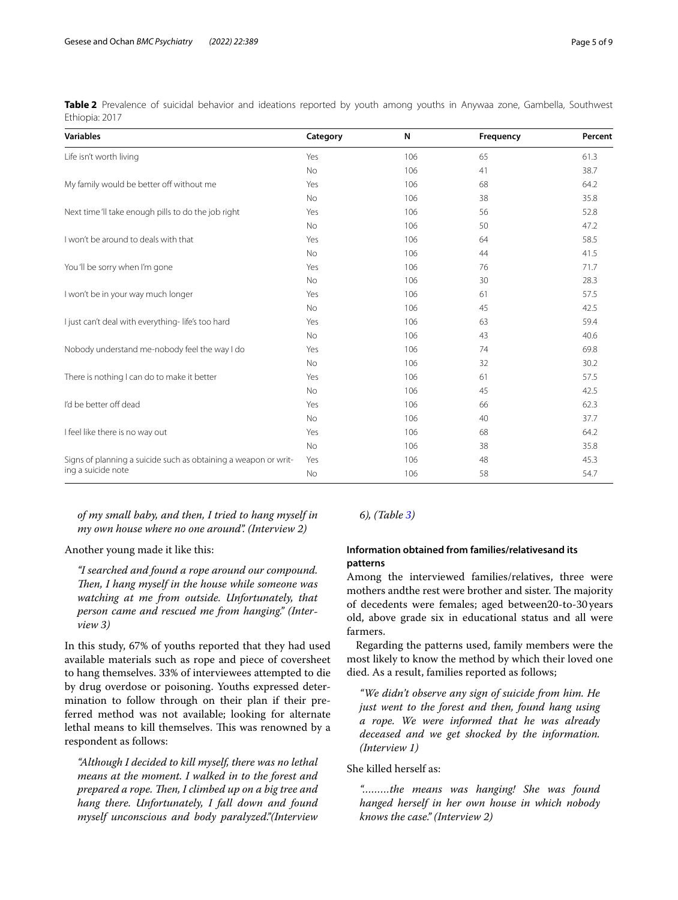**Table 2** Prevalence of suicidal behavior and ideations reported by youth among youths in Anywaa zone, Gambella, Southwest Ethiopia: 2017

| Variables | Category | N | Frequency | Percent |
|---|---|---|---|---|
| Life isn't worth living | Yes | 106 | 65 | 61.3 |
| | No | 106 | 41 | 38.7 |
| My family would be better off without me | Yes | 106 | 68 | 64.2 |
| | No | 106 | 38 | 35.8 |
| Next time 'll take enough pills to do the job right | Yes | 106 | 56 | 52.8 |
| | No | 106 | 50 | 47.2 |
| I won't be around to deals with that | Yes | 106 | 64 | 58.5 |
| | No | 106 | 44 | 41.5 |
| You 'll be sorry when I'm gone | Yes | 106 | 76 | 71.7 |
| | No | 106 | 30 | 28.3 |
| I won't be in your way much longer | Yes | 106 | 61 | 57.5 |
| | No | 106 | 45 | 42.5 |
| I just can't deal with everything- life's too hard | Yes | 106 | 63 | 59.4 |
| | No | 106 | 43 | 40.6 |
| Nobody understand me-nobody feel the way I do | Yes | 106 | 74 | 69.8 |
| | No | 106 | 32 | 30.2 |
| There is nothing I can do to make it better | Yes | 106 | 61 | 57.5 |
| | No | 106 | 45 | 42.5 |
| I'd be better off dead | Yes | 106 | 66 | 62.3 |
| | No | 106 | 40 | 37.7 |
| I feel like there is no way out | Yes | 106 | 68 | 64.2 |
| | No | 106 | 38 | 35.8 |
| Signs of planning a suicide such as obtaining a weapon or writing a suicide note | Yes | 106 | 48 | 45.3 |
| | No | 106 | 58 | 54.7 |

*of my small baby, and then, I tried to hang myself in my own house where no one around". (Interview 2)*

Another young made it like this:

> *"I searched and found a rope around our compound. Then, I hang myself in the house while someone was watching at me from outside. Unfortunately, that person came and rescued me from hanging." (Interview 3)*

In this study, 67% of youths reported that they had used available materials such as rope and piece of coversheet to hang themselves. 33% of interviewees attempted to die by drug overdose or poisoning. Youths expressed determination to follow through on their plan if their preferred method was not available; looking for alternate lethal means to kill themselves. This was renowned by a respondent as follows:

> *"Although I decided to kill myself, there was no lethal means at the moment. I walked in to the forest and prepared a rope. Then, I climbed up on a big tree and hang there. Unfortunately, I fall down and found myself unconscious and body paralyzed."(Interview 6), (Table 3)*

### Information obtained from families/relativesand its patterns

Among the interviewed families/relatives, three were mothers andthe rest were brother and sister. The majority of decedents were females; aged between20-to-30 years old, above grade six in educational status and all were farmers.

Regarding the patterns used, family members were the most likely to know the method by which their loved one died. As a result, families reported as follows;

> *"We didn't observe any sign of suicide from him. He just went to the forest and then, found hang using a rope. We were informed that he was already deceased and we get shocked by the information. (Interview 1)*

She killed herself as:

> *"………the means was hanging! She was found hanged herself in her own house in which nobody knows the case." (Interview 2)*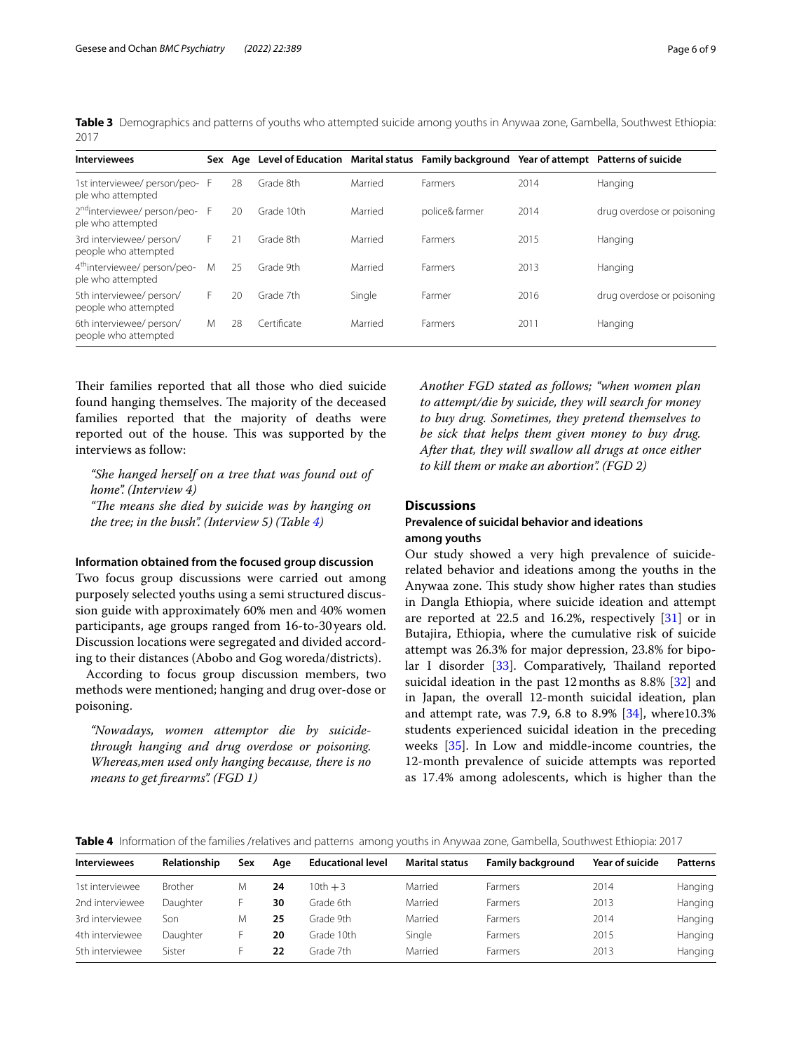**Table 3** Demographics and patterns of youths who attempted suicide among youths in Anywaa zone, Gambella, Southwest Ethiopia: 2017

| Interviewees | Sex | Age | Level of Education | Marital status | Family background | Year of attempt | Patterns of suicide |
|---|---|---|---|---|---|---|---|
| 1st interviewee/ person/people who attempted | F | 28 | Grade 8th | Married | Farmers | 2014 | Hanging |
| 2nd interviewee/ person/people who attempted | F | 20 | Grade 10th | Married | police& farmer | 2014 | drug overdose or poisoning |
| 3rd interviewee/ person/ people who attempted | F | 21 | Grade 8th | Married | Farmers | 2015 | Hanging |
| 4th interviewee/ person/people who attempted | M | 25 | Grade 9th | Married | Farmers | 2013 | Hanging |
| 5th interviewee/ person/ people who attempted | F | 20 | Grade 7th | Single | Farmer | 2016 | drug overdose or poisoning |
| 6th interviewee/ person/ people who attempted | M | 28 | Certificate | Married | Farmers | 2011 | Hanging |

Their families reported that all those who died suicide found hanging themselves. The majority of the deceased families reported that the majority of deaths were reported out of the house. This was supported by the interviews as follow:

> *"She hanged herself on a tree that was found out of home". (Interview 4)*
>
> *"The means she died by suicide was by hanging on the tree; in the bush". (Interview 5) (Table 4)*

#### Information obtained from the focused group discussion

Two focus group discussions were carried out among purposely selected youths using a semi structured discussion guide with approximately 60% men and 40% women participants, age groups ranged from 16-to-30 years old. Discussion locations were segregated and divided according to their distances (Abobo and Gog woreda/districts).

According to focus group discussion members, two methods were mentioned; hanging and drug over-dose or poisoning.

> *"Nowadays, women attemptor die by suicide-through hanging and drug overdose or poisoning. Whereas,men used only hanging because, there is no means to get firearms". (FGD 1)*

> *Another FGD stated as follows; "when women plan to attempt/die by suicide, they will search for money to buy drug. Sometimes, they pretend themselves to be sick that helps them given money to buy drug. After that, they will swallow all drugs at once either to kill them or make an abortion". (FGD 2)*

## Discussions

### Prevalence of suicidal behavior and ideations among youths

Our study showed a very high prevalence of suicide-related behavior and ideations among the youths in the Anywaa zone. This study show higher rates than studies in Dangla Ethiopia, where suicide ideation and attempt are reported at 22.5 and 16.2%, respectively [31] or in Butajira, Ethiopia, where the cumulative risk of suicide attempt was 26.3% for major depression, 23.8% for bipolar I disorder [33]. Comparatively, Thailand reported suicidal ideation in the past 12 months as 8.8% [32] and in Japan, the overall 12-month suicidal ideation, plan and attempt rate, was 7.9, 6.8 to 8.9% [34], where10.3% students experienced suicidal ideation in the preceding weeks [35]. In Low and middle-income countries, the 12-month prevalence of suicide attempts was reported as 17.4% among adolescents, which is higher than the

**Table 4** Information of the families /relatives and patterns among youths in Anywaa zone, Gambella, Southwest Ethiopia: 2017

| Interviewees | Relationship | Sex | Age | Educational level | Marital status | Family background | Year of suicide | Patterns |
|---|---|---|---|---|---|---|---|---|
| 1st interviewee | Brother | M | **24** | 10th + 3 | Married | Farmers | 2014 | Hanging |
| 2nd interviewee | Daughter | F | **30** | Grade 6th | Married | Farmers | 2013 | Hanging |
| 3rd interviewee | Son | M | **25** | Grade 9th | Married | Farmers | 2014 | Hanging |
| 4th interviewee | Daughter | F | **20** | Grade 10th | Single | Farmers | 2015 | Hanging |
| 5th interviewee | Sister | F | **22** | Grade 7th | Married | Farmers | 2013 | Hanging |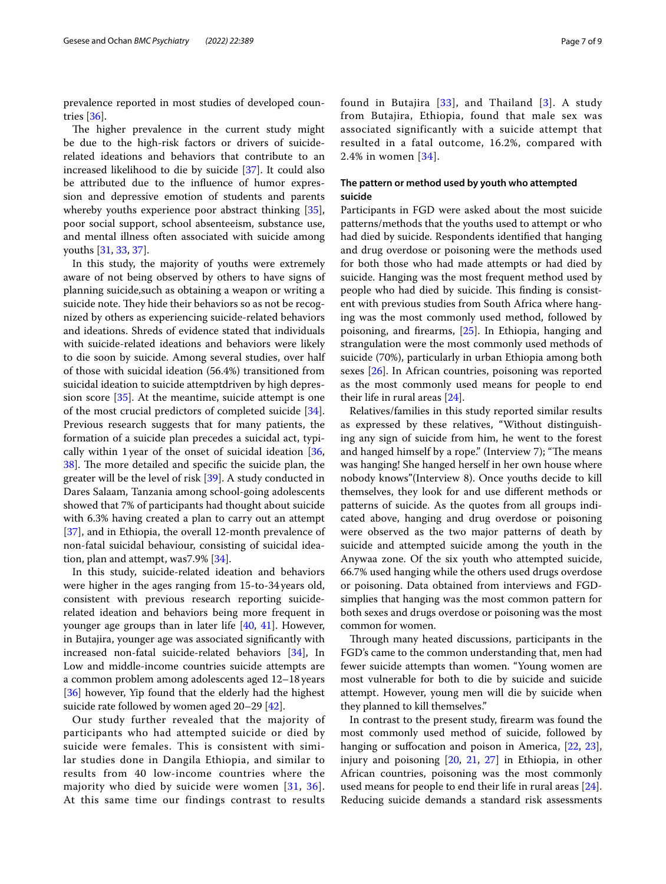prevalence reported in most studies of developed countries [36].

The higher prevalence in the current study might be due to the high-risk factors or drivers of suicide-related ideations and behaviors that contribute to an increased likelihood to die by suicide [37]. It could also be attributed due to the influence of humor expression and depressive emotion of students and parents whereby youths experience poor abstract thinking [35], poor social support, school absenteeism, substance use, and mental illness often associated with suicide among youths [31, 33, 37].

In this study, the majority of youths were extremely aware of not being observed by others to have signs of planning suicide,such as obtaining a weapon or writing a suicide note. They hide their behaviors so as not be recognized by others as experiencing suicide-related behaviors and ideations. Shreds of evidence stated that individuals with suicide-related ideations and behaviors were likely to die soon by suicide. Among several studies, over half of those with suicidal ideation (56.4%) transitioned from suicidal ideation to suicide attemptdriven by high depression score [35]. At the meantime, suicide attempt is one of the most crucial predictors of completed suicide [34]. Previous research suggests that for many patients, the formation of a suicide plan precedes a suicidal act, typically within 1 year of the onset of suicidal ideation [36, 38]. The more detailed and specific the suicide plan, the greater will be the level of risk [39]. A study conducted in Dares Salaam, Tanzania among school-going adolescents showed that 7% of participants had thought about suicide with 6.3% having created a plan to carry out an attempt [37], and in Ethiopia, the overall 12-month prevalence of non-fatal suicidal behaviour, consisting of suicidal ideation, plan and attempt, was7.9% [34].

In this study, suicide-related ideation and behaviors were higher in the ages ranging from 15-to-34 years old, consistent with previous research reporting suicide-related ideation and behaviors being more frequent in younger age groups than in later life [40, 41]. However, in Butajira, younger age was associated significantly with increased non-fatal suicide-related behaviors [34], In Low and middle-income countries suicide attempts are a common problem among adolescents aged 12–18 years [36] however, Yip found that the elderly had the highest suicide rate followed by women aged 20–29 [42].

Our study further revealed that the majority of participants who had attempted suicide or died by suicide were females. This is consistent with similar studies done in Dangila Ethiopia, and similar to results from 40 low-income countries where the majority who died by suicide were women [31, 36]. At this same time our findings contrast to results found in Butajira [33], and Thailand [3]. A study from Butajira, Ethiopia, found that male sex was associated significantly with a suicide attempt that resulted in a fatal outcome, 16.2%, compared with 2.4% in women [34].

### The pattern or method used by youth who attempted suicide

Participants in FGD were asked about the most suicide patterns/methods that the youths used to attempt or who had died by suicide. Respondents identified that hanging and drug overdose or poisoning were the methods used for both those who had made attempts or had died by suicide. Hanging was the most frequent method used by people who had died by suicide. This finding is consistent with previous studies from South Africa where hanging was the most commonly used method, followed by poisoning, and firearms, [25]. In Ethiopia, hanging and strangulation were the most commonly used methods of suicide (70%), particularly in urban Ethiopia among both sexes [26]. In African countries, poisoning was reported as the most commonly used means for people to end their life in rural areas [24].

Relatives/families in this study reported similar results as expressed by these relatives, "Without distinguishing any sign of suicide from him, he went to the forest and hanged himself by a rope." (Interview 7); "The means was hanging! She hanged herself in her own house where nobody knows"(Interview 8). Once youths decide to kill themselves, they look for and use different methods or patterns of suicide. As the quotes from all groups indicated above, hanging and drug overdose or poisoning were observed as the two major patterns of death by suicide and attempted suicide among the youth in the Anywaa zone. Of the six youth who attempted suicide, 66.7% used hanging while the others used drugs overdose or poisoning. Data obtained from interviews and FGD-simplies that hanging was the most common pattern for both sexes and drugs overdose or poisoning was the most common for women.

Through many heated discussions, participants in the FGD's came to the common understanding that, men had fewer suicide attempts than women. "Young women are most vulnerable for both to die by suicide and suicide attempt. However, young men will die by suicide when they planned to kill themselves."

In contrast to the present study, firearm was found the most commonly used method of suicide, followed by hanging or suffocation and poison in America, [22, 23], injury and poisoning [20, 21, 27] in Ethiopia, in other African countries, poisoning was the most commonly used means for people to end their life in rural areas [24]. Reducing suicide demands a standard risk assessments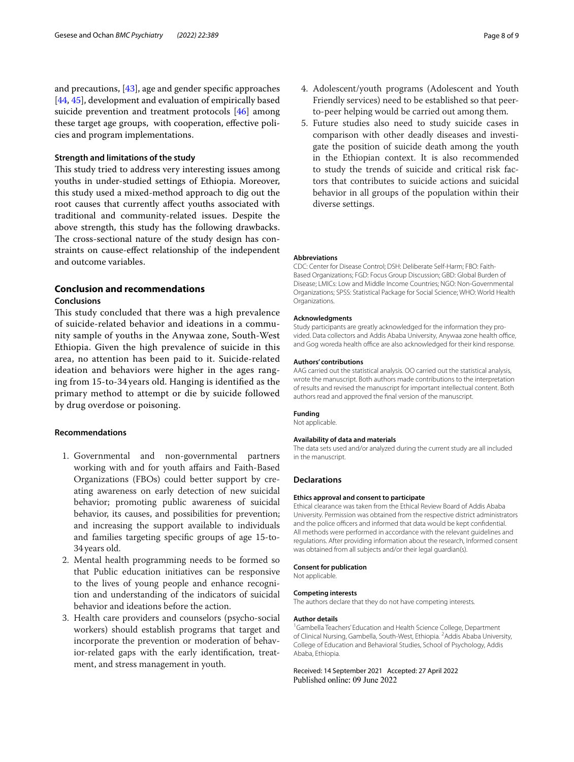and precautions, [43], age and gender specific approaches [44, 45], development and evaluation of empirically based suicide prevention and treatment protocols [46] among these target age groups, with cooperation, effective policies and program implementations.

### Strength and limitations of the study

This study tried to address very interesting issues among youths in under-studied settings of Ethiopia. Moreover, this study used a mixed-method approach to dig out the root causes that currently affect youths associated with traditional and community-related issues. Despite the above strength, this study has the following drawbacks. The cross-sectional nature of the study design has constraints on cause-effect relationship of the independent and outcome variables.

## Conclusion and recommendations

### Conclusions

This study concluded that there was a high prevalence of suicide-related behavior and ideations in a community sample of youths in the Anywaa zone, South-West Ethiopia. Given the high prevalence of suicide in this area, no attention has been paid to it. Suicide-related ideation and behaviors were higher in the ages ranging from 15-to-34 years old. Hanging is identified as the primary method to attempt or die by suicide followed by drug overdose or poisoning.

### Recommendations

1. Governmental and non-governmental partners working with and for youth affairs and Faith-Based Organizations (FBOs) could better support by creating awareness on early detection of new suicidal behavior; promoting public awareness of suicidal behavior, its causes, and possibilities for prevention; and increasing the support available to individuals and families targeting specific groups of age 15-to-34 years old.
2. Mental health programming needs to be formed so that Public education initiatives can be responsive to the lives of young people and enhance recognition and understanding of the indicators of suicidal behavior and ideations before the action.
3. Health care providers and counselors (psycho-social workers) should establish programs that target and incorporate the prevention or moderation of behavior-related gaps with the early identification, treatment, and stress management in youth.
4. Adolescent/youth programs (Adolescent and Youth Friendly services) need to be established so that peer-to-peer helping would be carried out among them.
5. Future studies also need to study suicide cases in comparison with other deadly diseases and investigate the position of suicide death among the youth in the Ethiopian context. It is also recommended to study the trends of suicide and critical risk factors that contributes to suicide actions and suicidal behavior in all groups of the population within their diverse settings.

#### Abbreviations

CDC: Center for Disease Control; DSH: Deliberate Self-Harm; FBO: Faith-Based Organizations; FGD: Focus Group Discussion; GBD: Global Burden of Disease; LMICs: Low and Middle Income Countries; NGO: Non-Governmental Organizations; SPSS: Statistical Package for Social Science; WHO: World Health Organizations.

#### Acknowledgments

Study participants are greatly acknowledged for the information they provided. Data collectors and Addis Ababa University, Anywaa zone health office, and Gog woreda health office are also acknowledged for their kind response.

#### Authors' contributions

AAG carried out the statistical analysis. OO carried out the statistical analysis, wrote the manuscript. Both authors made contributions to the interpretation of results and revised the manuscript for important intellectual content. Both authors read and approved the final version of the manuscript.

#### Funding

Not applicable.

#### Availability of data and materials

The data sets used and/or analyzed during the current study are all included in the manuscript.

### Declarations

#### Ethics approval and consent to participate

Ethical clearance was taken from the Ethical Review Board of Addis Ababa University. Permission was obtained from the respective district administrators and the police officers and informed that data would be kept confidential. All methods were performed in accordance with the relevant guidelines and regulations. After providing information about the research, Informed consent was obtained from all subjects and/or their legal guardian(s).

#### Consent for publication

Not applicable.

#### Competing interests

The authors declare that they do not have competing interests.

#### Author details

[1]Gambella Teachers' Education and Health Science College, Department of Clinical Nursing, Gambella, South-West, Ethiopia. [2]Addis Ababa University, College of Education and Behavioral Studies, School of Psychology, Addis Ababa, Ethiopia.

Received: 14 September 2021 Accepted: 27 April 2022
Published online: 09 June 2022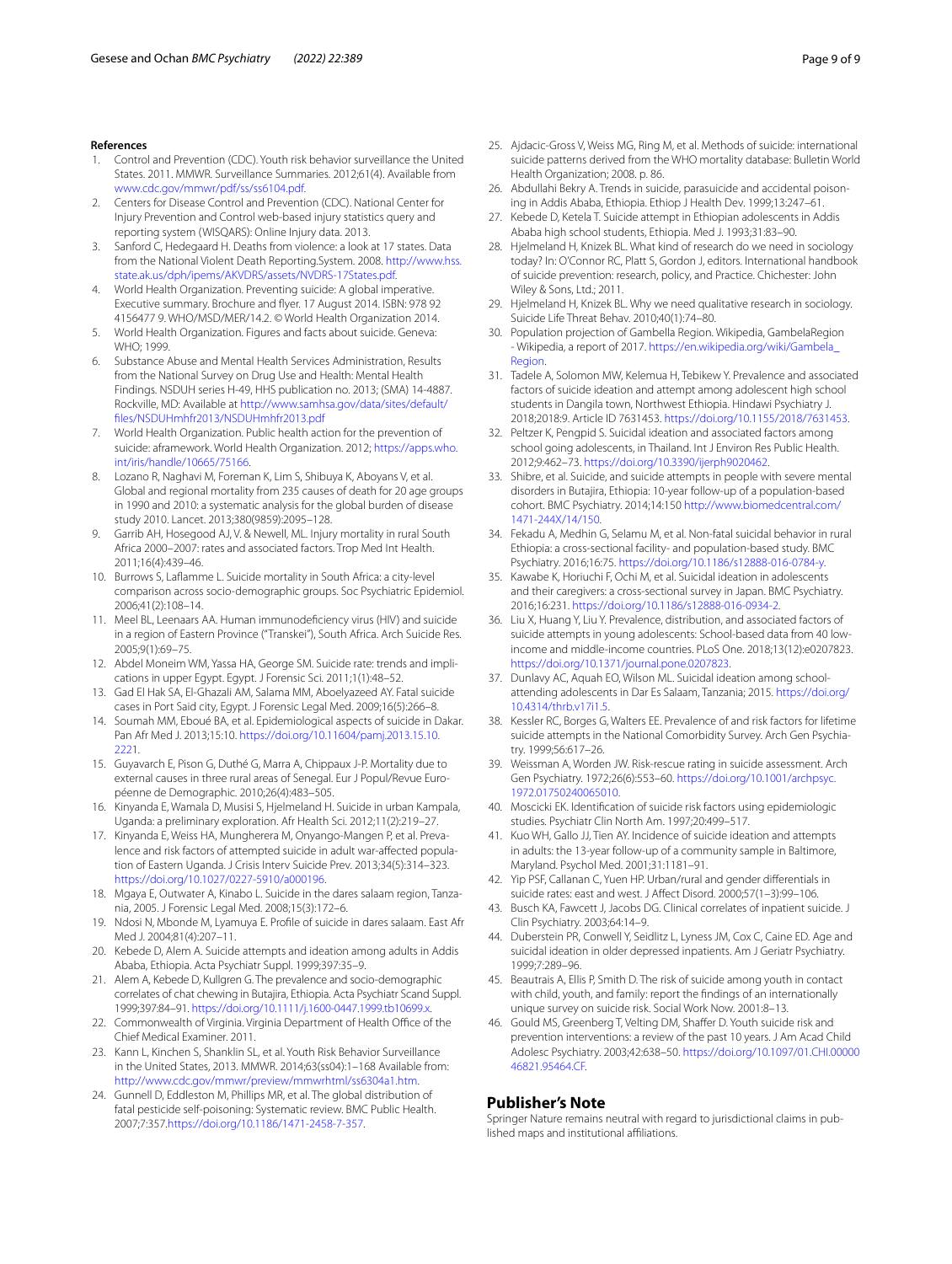## References

1. Control and Prevention (CDC). Youth risk behavior surveillance the United States. 2011. MMWR. Surveillance Summaries. 2012;61(4). Available from www.cdc.gov/mmwr/pdf/ss/ss6104.pdf.
2. Centers for Disease Control and Prevention (CDC). National Center for Injury Prevention and Control web-based injury statistics query and reporting system (WISQARS): Online Injury data. 2013.
3. Sanford C, Hedegaard H. Deaths from violence: a look at 17 states. Data from the National Violent Death Reporting.System. 2008. http://www.hss.state.ak.us/dph/ipems/AKVDRS/assets/NVDRS-17States.pdf.
4. World Health Organization. Preventing suicide: A global imperative. Executive summary. Brochure and flyer. 17 August 2014. ISBN: 978 92 4156477 9. WHO/MSD/MER/14.2. © World Health Organization 2014.
5. World Health Organization. Figures and facts about suicide. Geneva: WHO; 1999.
6. Substance Abuse and Mental Health Services Administration, Results from the National Survey on Drug Use and Health: Mental Health Findings. NSDUH series H-49, HHS publication no. 2013; (SMA) 14-4887. Rockville, MD: Available at http://www.samhsa.gov/data/sites/default/files/NSDUHmhfr2013/NSDUHmhfr2013.pdf
7. World Health Organization. Public health action for the prevention of suicide: aframework. World Health Organization. 2012; https://apps.who.int/iris/handle/10665/75166.
8. Lozano R, Naghavi M, Foreman K, Lim S, Shibuya K, Aboyans V, et al. Global and regional mortality from 235 causes of death for 20 age groups in 1990 and 2010: a systematic analysis for the global burden of disease study 2010. Lancet. 2013;380(9859):2095–128.
9. Garrib AH, Hosegood AJ, V. & Newell, ML. Injury mortality in rural South Africa 2000–2007: rates and associated factors. Trop Med Int Health. 2011;16(4):439–46.
10. Burrows S, Laflamme L. Suicide mortality in South Africa: a city-level comparison across socio-demographic groups. Soc Psychiatric Epidemiol. 2006;41(2):108–14.
11. Meel BL, Leenaars AA. Human immunodeficiency virus (HIV) and suicide in a region of Eastern Province ("Transkei"), South Africa. Arch Suicide Res. 2005;9(1):69–75.
12. Abdel Moneim WM, Yassa HA, George SM. Suicide rate: trends and implications in upper Egypt. Egypt. J Forensic Sci. 2011;1(1):48–52.
13. Gad El Hak SA, El-Ghazali AM, Salama MM, Aboelyazeed AY. Fatal suicide cases in Port Said city, Egypt. J Forensic Legal Med. 2009;16(5):266–8.
14. Soumah MM, Eboué BA, et al. Epidemiological aspects of suicide in Dakar. Pan Afr Med J. 2013;15:10. https://doi.org/10.11604/pamj.2013.15.10.2221.
15. Guyavarch E, Pison G, Duthé G, Marra A, Chippaux J-P. Mortality due to external causes in three rural areas of Senegal. Eur J Popul/Revue Européenne de Demographic. 2010;26(4):483–505.
16. Kinyanda E, Wamala D, Musisi S, Hjelmeland H. Suicide in urban Kampala, Uganda: a preliminary exploration. Afr Health Sci. 2012;11(2):219–27.
17. Kinyanda E, Weiss HA, Mungherera M, Onyango-Mangen P, et al. Prevalence and risk factors of attempted suicide in adult war-affected population of Eastern Uganda. J Crisis Interv Suicide Prev. 2013;34(5):314–323. https://doi.org/10.1027/0227-5910/a000196.
18. Mgaya E, Outwater A, Kinabo L. Suicide in the dares salaam region, Tanzania, 2005. J Forensic Legal Med. 2008;15(3):172–6.
19. Ndosi N, Mbonde M, Lyamuya E. Profile of suicide in dares salaam. East Afr Med J. 2004;81(4):207–11.
20. Kebede D, Alem A. Suicide attempts and ideation among adults in Addis Ababa, Ethiopia. Acta Psychiatr Suppl. 1999;397:35–9.
21. Alem A, Kebede D, Kullgren G. The prevalence and socio-demographic correlates of chat chewing in Butajira, Ethiopia. Acta Psychiatr Scand Suppl. 1999;397:84–91. https://doi.org/10.1111/j.1600-0447.1999.tb10699.x.
22. Commonwealth of Virginia. Virginia Department of Health Office of the Chief Medical Examiner. 2011.
23. Kann L, Kinchen S, Shanklin SL, et al. Youth Risk Behavior Surveillance in the United States, 2013. MMWR. 2014;63(ss04):1–168 Available from: http://www.cdc.gov/mmwr/preview/mmwrhtml/ss6304a1.htm.
24. Gunnell D, Eddleston M, Phillips MR, et al. The global distribution of fatal pesticide self-poisoning: Systematic review. BMC Public Health. 2007;7:357.https://doi.org/10.1186/1471-2458-7-357.
25. Ajdacic-Gross V, Weiss MG, Ring M, et al. Methods of suicide: international suicide patterns derived from the WHO mortality database: Bulletin World Health Organization; 2008. p. 86.
26. Abdullahi Bekry A. Trends in suicide, parasuicide and accidental poisoning in Addis Ababa, Ethiopia. Ethiop J Health Dev. 1999;13:247–61.
27. Kebede D, Ketela T. Suicide attempt in Ethiopian adolescents in Addis Ababa high school students, Ethiopia. Med J. 1993;31:83–90.
28. Hjelmeland H, Knizek BL. What kind of research do we need in sociology today? In: O'Connor RC, Platt S, Gordon J, editors. International handbook of suicide prevention: research, policy, and Practice. Chichester: John Wiley & Sons, Ltd.; 2011.
29. Hjelmeland H, Knizek BL. Why we need qualitative research in sociology. Suicide Life Threat Behav. 2010;40(1):74–80.
30. Population projection of Gambella Region. Wikipedia, GambelaRegion - Wikipedia, a report of 2017. https://en.wikipedia.org/wiki/Gambela_Region.
31. Tadele A, Solomon MW, Kelemua H, Tebikew Y. Prevalence and associated factors of suicide ideation and attempt among adolescent high school students in Dangila town, Northwest Ethiopia. Hindawi Psychiatry J. 2018;2018:9. Article ID 7631453. https://doi.org/10.1155/2018/7631453.
32. Peltzer K, Pengpid S. Suicidal ideation and associated factors among school going adolescents, in Thailand. Int J Environ Res Public Health. 2012;9:462–73. https://doi.org/10.3390/ijerph9020462.
33. Shibre, et al. Suicide, and suicide attempts in people with severe mental disorders in Butajira, Ethiopia: 10-year follow-up of a population-based cohort. BMC Psychiatry. 2014;14:150 http://www.biomedcentral.com/1471-244X/14/150.
34. Fekadu A, Medhin G, Selamu M, et al. Non-fatal suicidal behavior in rural Ethiopia: a cross-sectional facility- and population-based study. BMC Psychiatry. 2016;16:75. https://doi.org/10.1186/s12888-016-0784-y.
35. Kawabe K, Horiuchi F, Ochi M, et al. Suicidal ideation in adolescents and their caregivers: a cross-sectional survey in Japan. BMC Psychiatry. 2016;16:231. https://doi.org/10.1186/s12888-016-0934-2.
36. Liu X, Huang Y, Liu Y. Prevalence, distribution, and associated factors of suicide attempts in young adolescents: School-based data from 40 low-income and middle-income countries. PLoS One. 2018;13(12):e0207823. https://doi.org/10.1371/journal.pone.0207823.
37. Dunlavy AC, Aquah EO, Wilson ML. Suicidal ideation among school-attending adolescents in Dar Es Salaam, Tanzania; 2015. https://doi.org/10.4314/thrb.v17i1.5.
38. Kessler RC, Borges G, Walters EE. Prevalence of and risk factors for lifetime suicide attempts in the National Comorbidity Survey. Arch Gen Psychiatry. 1999;56:617–26.
39. Weissman A, Worden JW. Risk-rescue rating in suicide assessment. Arch Gen Psychiatry. 1972;26(6):553–60. https://doi.org/10.1001/archpsyc.1972.01750240065010.
40. Moscicki EK. Identification of suicide risk factors using epidemiologic studies. Psychiatr Clin North Am. 1997;20:499–517.
41. Kuo WH, Gallo JJ, Tien AY. Incidence of suicide ideation and attempts in adults: the 13-year follow-up of a community sample in Baltimore, Maryland. Psychol Med. 2001;31:1181–91.
42. Yip PSF, Callanan C, Yuen HP. Urban/rural and gender differentials in suicide rates: east and west. J Affect Disord. 2000;57(1–3):99–106.
43. Busch KA, Fawcett J, Jacobs DG. Clinical correlates of inpatient suicide. J Clin Psychiatry. 2003;64:14–9.
44. Duberstein PR, Conwell Y, Seidlitz L, Lyness JM, Cox C, Caine ED. Age and suicidal ideation in older depressed inpatients. Am J Geriatr Psychiatry. 1999;7:289–96.
45. Beautrais A, Ellis P, Smith D. The risk of suicide among youth in contact with child, youth, and family: report the findings of an internationally unique survey on suicide risk. Social Work Now. 2001:8–13.
46. Gould MS, Greenberg T, Velting DM, Shaffer D. Youth suicide risk and prevention interventions: a review of the past 10 years. J Am Acad Child Adolesc Psychiatry. 2003;42:638–50. https://doi.org/10.1097/01.CHI.0000046821.95464.CF.

## Publisher's Note

Springer Nature remains neutral with regard to jurisdictional claims in published maps and institutional affiliations.